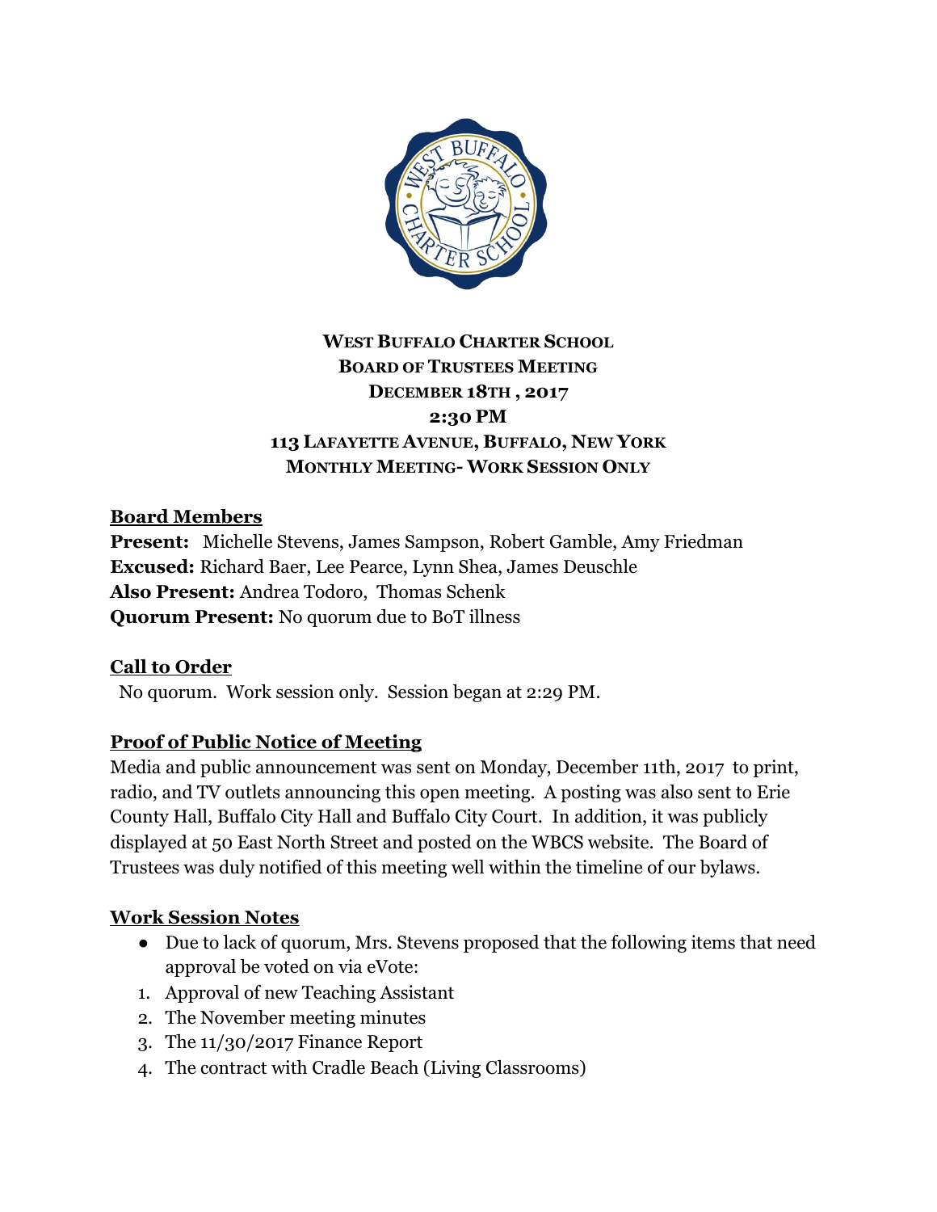# West Buffalo Charter School
## Board of Trustees Meeting
## December 18th, 2017
## 2:30 PM
## 113 Lafayette Avenue, Buffalo, New York
## Monthly Meeting- Work Session Only

### Board Members

**Present:** Michelle Stevens, James Sampson, Robert Gamble, Amy Friedman
**Excused:** Richard Baer, Lee Pearce, Lynn Shea, James Deuschle
**Also Present:** Andrea Todoro, Thomas Schenk
**Quorum Present:** No quorum due to BoT illness

### Call to Order

No quorum. Work session only. Session began at 2:29 PM.

### Proof of Public Notice of Meeting

Media and public announcement was sent on Monday, December 11th, 2017 to print, radio, and TV outlets announcing this open meeting. A posting was also sent to Erie County Hall, Buffalo City Hall and Buffalo City Court. In addition, it was publicly displayed at 50 East North Street and posted on the WBCS website. The Board of Trustees was duly notified of this meeting well within the timeline of our bylaws.

### Work Session Notes

- Due to lack of quorum, Mrs. Stevens proposed that the following items that need approval be voted on via eVote:

1. Approval of new Teaching Assistant
2. The November meeting minutes
3. The 11/30/2017 Finance Report
4. The contract with Cradle Beach (Living Classrooms)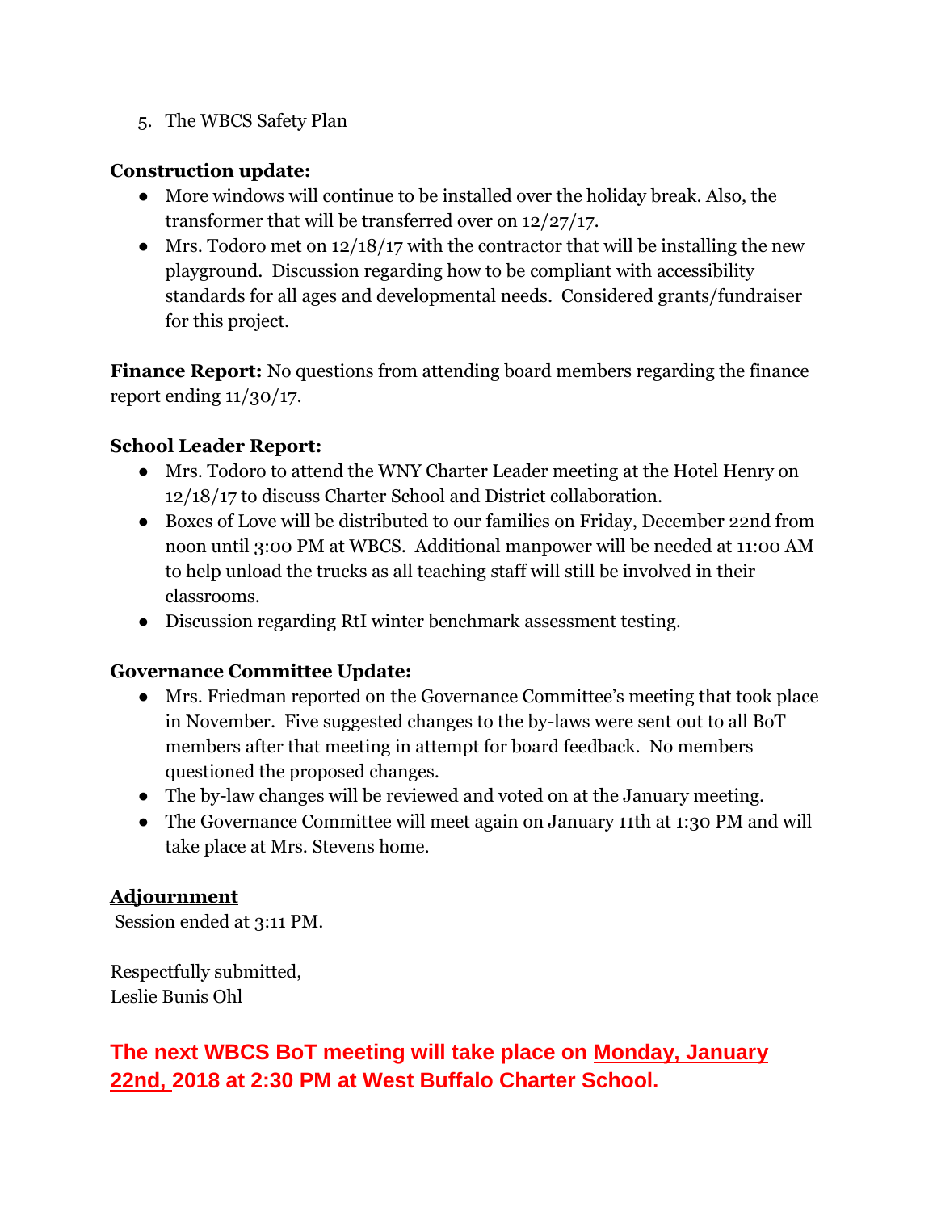5. The WBCS Safety Plan

**Construction update:**

- More windows will continue to be installed over the holiday break. Also, the transformer that will be transferred over on 12/27/17.
- Mrs. Todoro met on 12/18/17 with the contractor that will be installing the new playground. Discussion regarding how to be compliant with accessibility standards for all ages and developmental needs. Considered grants/fundraiser for this project.

**Finance Report:** No questions from attending board members regarding the finance report ending 11/30/17.

**School Leader Report:**

- Mrs. Todoro to attend the WNY Charter Leader meeting at the Hotel Henry on 12/18/17 to discuss Charter School and District collaboration.
- Boxes of Love will be distributed to our families on Friday, December 22nd from noon until 3:00 PM at WBCS. Additional manpower will be needed at 11:00 AM to help unload the trucks as all teaching staff will still be involved in their classrooms.
- Discussion regarding RtI winter benchmark assessment testing.

**Governance Committee Update:**

- Mrs. Friedman reported on the Governance Committee's meeting that took place in November. Five suggested changes to the by-laws were sent out to all BoT members after that meeting in attempt for board feedback. No members questioned the proposed changes.
- The by-law changes will be reviewed and voted on at the January meeting.
- The Governance Committee will meet again on January 11th at 1:30 PM and will take place at Mrs. Stevens home.

**Adjournment**

Session ended at 3:11 PM.

Respectfully submitted,
Leslie Bunis Ohl

**The next WBCS BoT meeting will take place on Monday, January 22nd, 2018 at 2:30 PM at West Buffalo Charter School.**